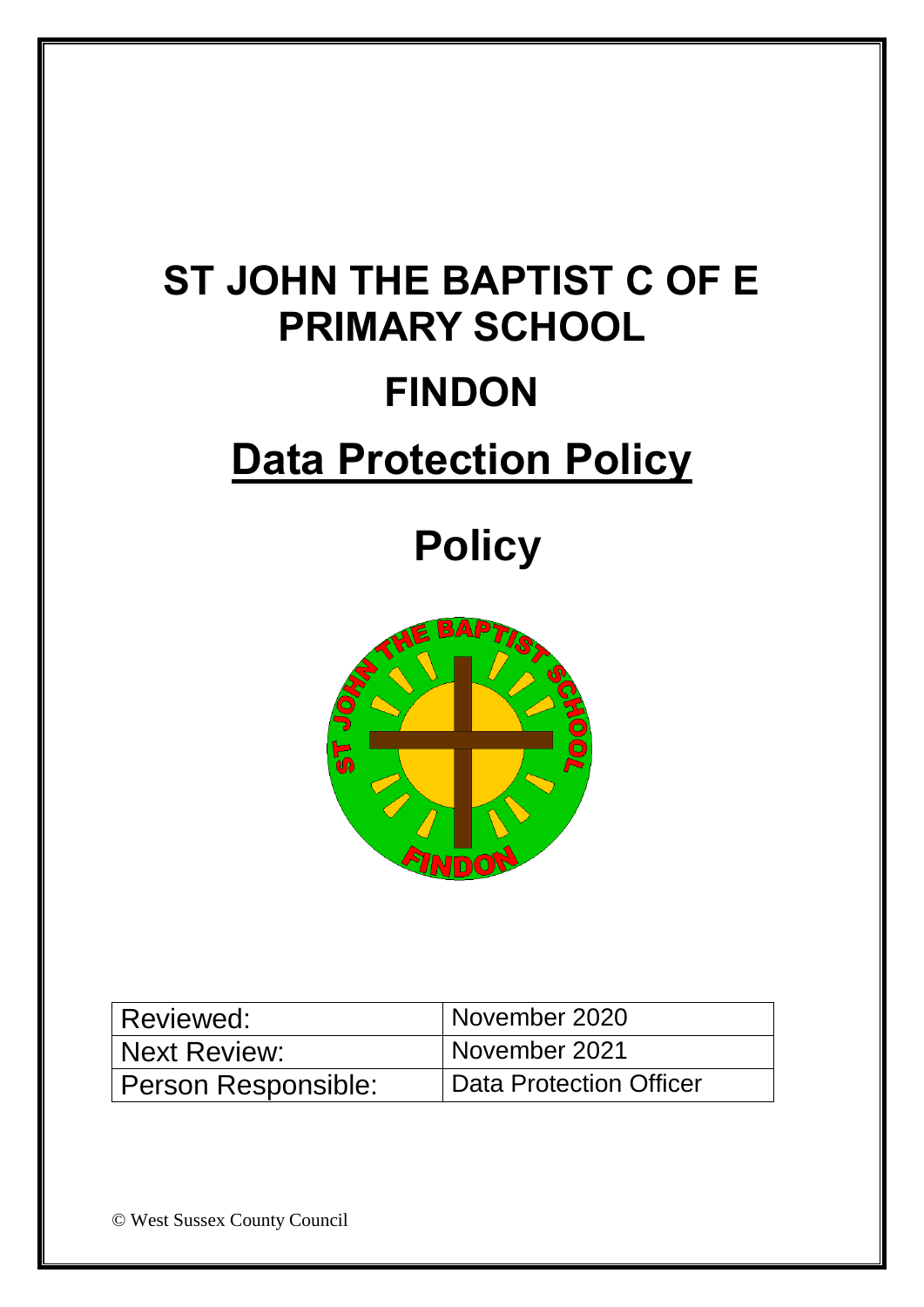# ST JOHN THE BAPTIST C OF E PRIMARY SCHOOL

# FINDON

# Data Protection Policy

# Policy

| Reviewed: | November 2020 |
|---|---|
| Next Review: | November 2021 |
| Person Responsible: | Data Protection Officer |

© West Sussex County Council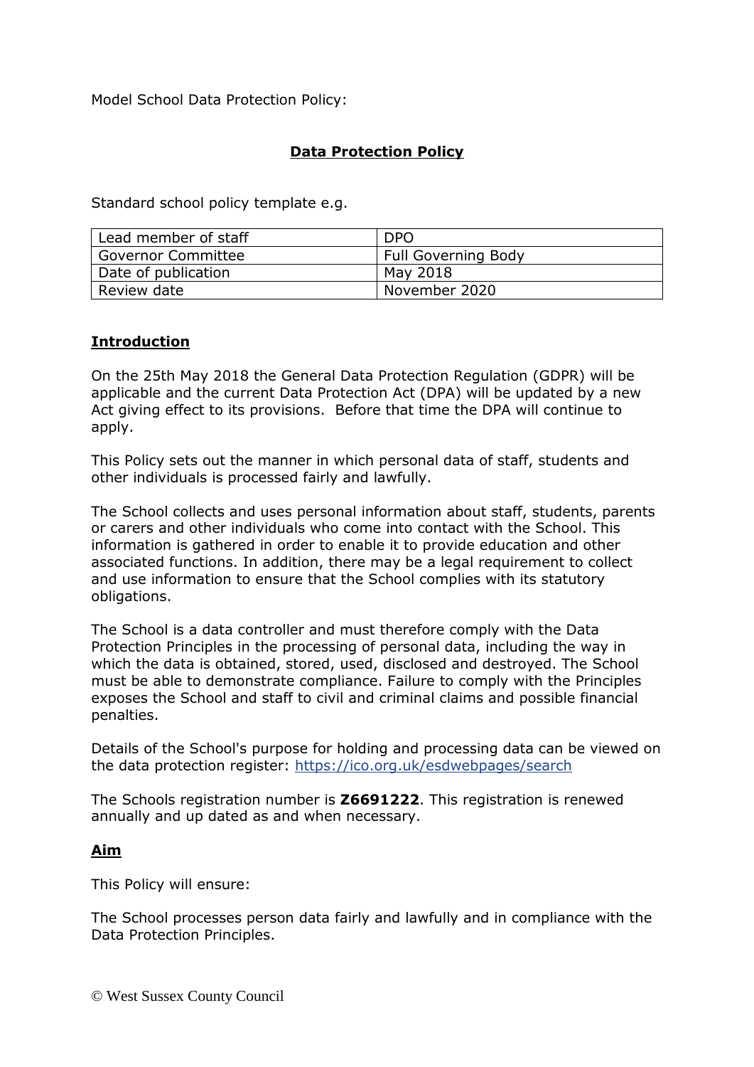Model School Data Protection Policy:

## Data Protection Policy

Standard school policy template e.g.

| Lead member of staff | DPO |
|---|---|
| Governor Committee | Full Governing Body |
| Date of publication | May 2018 |
| Review date | November 2020 |

### Introduction

On the 25th May 2018 the General Data Protection Regulation (GDPR) will be applicable and the current Data Protection Act (DPA) will be updated by a new Act giving effect to its provisions. Before that time the DPA will continue to apply.

This Policy sets out the manner in which personal data of staff, students and other individuals is processed fairly and lawfully.

The School collects and uses personal information about staff, students, parents or carers and other individuals who come into contact with the School. This information is gathered in order to enable it to provide education and other associated functions. In addition, there may be a legal requirement to collect and use information to ensure that the School complies with its statutory obligations.

The School is a data controller and must therefore comply with the Data Protection Principles in the processing of personal data, including the way in which the data is obtained, stored, used, disclosed and destroyed. The School must be able to demonstrate compliance. Failure to comply with the Principles exposes the School and staff to civil and criminal claims and possible financial penalties.

Details of the School's purpose for holding and processing data can be viewed on the data protection register: https://ico.org.uk/esdwebpages/search

The Schools registration number is **Z6691222**. This registration is renewed annually and up dated as and when necessary.

### Aim

This Policy will ensure:

The School processes person data fairly and lawfully and in compliance with the Data Protection Principles.

© West Sussex County Council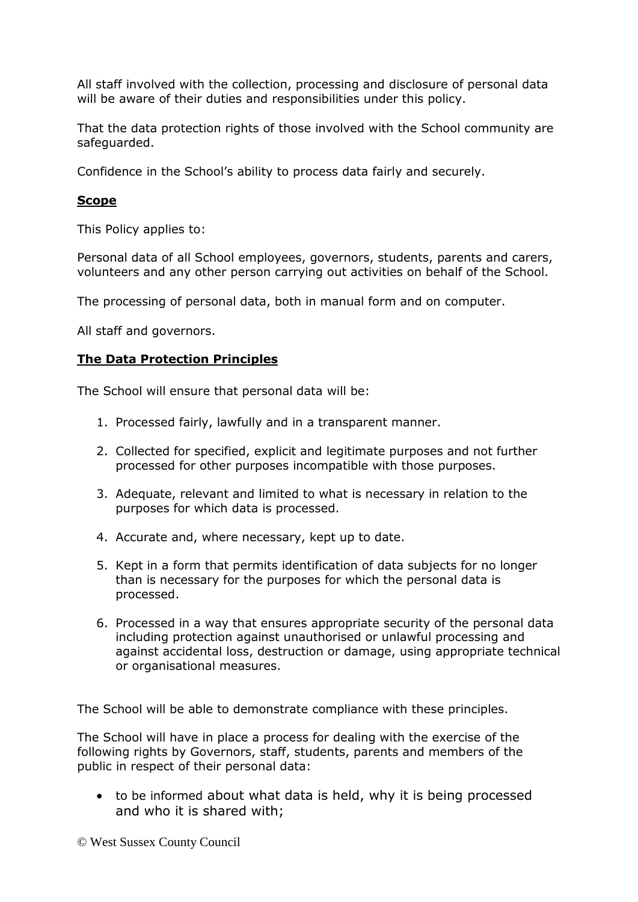All staff involved with the collection, processing and disclosure of personal data will be aware of their duties and responsibilities under this policy.

That the data protection rights of those involved with the School community are safeguarded.

Confidence in the School's ability to process data fairly and securely.

**Scope**

This Policy applies to:

Personal data of all School employees, governors, students, parents and carers, volunteers and any other person carrying out activities on behalf of the School.

The processing of personal data, both in manual form and on computer.

All staff and governors.

**The Data Protection Principles**

The School will ensure that personal data will be:

1. Processed fairly, lawfully and in a transparent manner.
2. Collected for specified, explicit and legitimate purposes and not further processed for other purposes incompatible with those purposes.
3. Adequate, relevant and limited to what is necessary in relation to the purposes for which data is processed.
4. Accurate and, where necessary, kept up to date.
5. Kept in a form that permits identification of data subjects for no longer than is necessary for the purposes for which the personal data is processed.
6. Processed in a way that ensures appropriate security of the personal data including protection against unauthorised or unlawful processing and against accidental loss, destruction or damage, using appropriate technical or organisational measures.

The School will be able to demonstrate compliance with these principles.

The School will have in place a process for dealing with the exercise of the following rights by Governors, staff, students, parents and members of the public in respect of their personal data:

- to be informed about what data is held, why it is being processed and who it is shared with;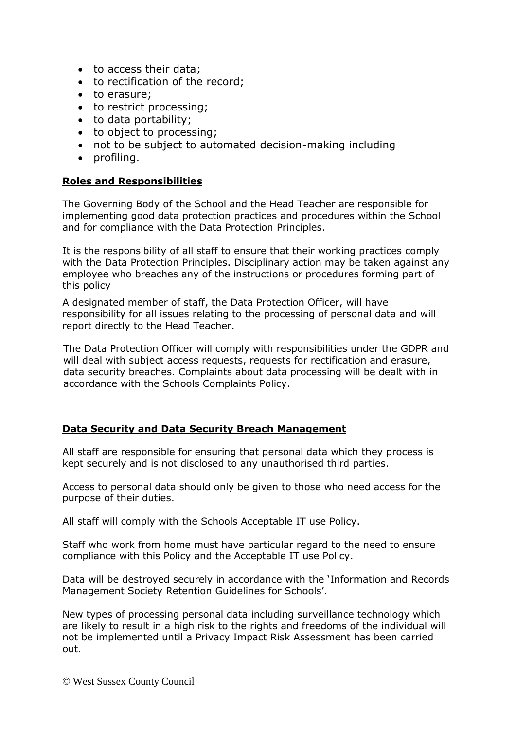- to access their data;
- to rectification of the record;
- to erasure;
- to restrict processing;
- to data portability;
- to object to processing;
- not to be subject to automated decision-making including
- profiling.

## Roles and Responsibilities

The Governing Body of the School and the Head Teacher are responsible for implementing good data protection practices and procedures within the School and for compliance with the Data Protection Principles.

It is the responsibility of all staff to ensure that their working practices comply with the Data Protection Principles. Disciplinary action may be taken against any employee who breaches any of the instructions or procedures forming part of this policy

A designated member of staff, the Data Protection Officer, will have responsibility for all issues relating to the processing of personal data and will report directly to the Head Teacher.

The Data Protection Officer will comply with responsibilities under the GDPR and will deal with subject access requests, requests for rectification and erasure, data security breaches. Complaints about data processing will be dealt with in accordance with the Schools Complaints Policy.

## Data Security and Data Security Breach Management

All staff are responsible for ensuring that personal data which they process is kept securely and is not disclosed to any unauthorised third parties.

Access to personal data should only be given to those who need access for the purpose of their duties.

All staff will comply with the Schools Acceptable IT use Policy.

Staff who work from home must have particular regard to the need to ensure compliance with this Policy and the Acceptable IT use Policy.

Data will be destroyed securely in accordance with the 'Information and Records Management Society Retention Guidelines for Schools'.

New types of processing personal data including surveillance technology which are likely to result in a high risk to the rights and freedoms of the individual will not be implemented until a Privacy Impact Risk Assessment has been carried out.

© West Sussex County Council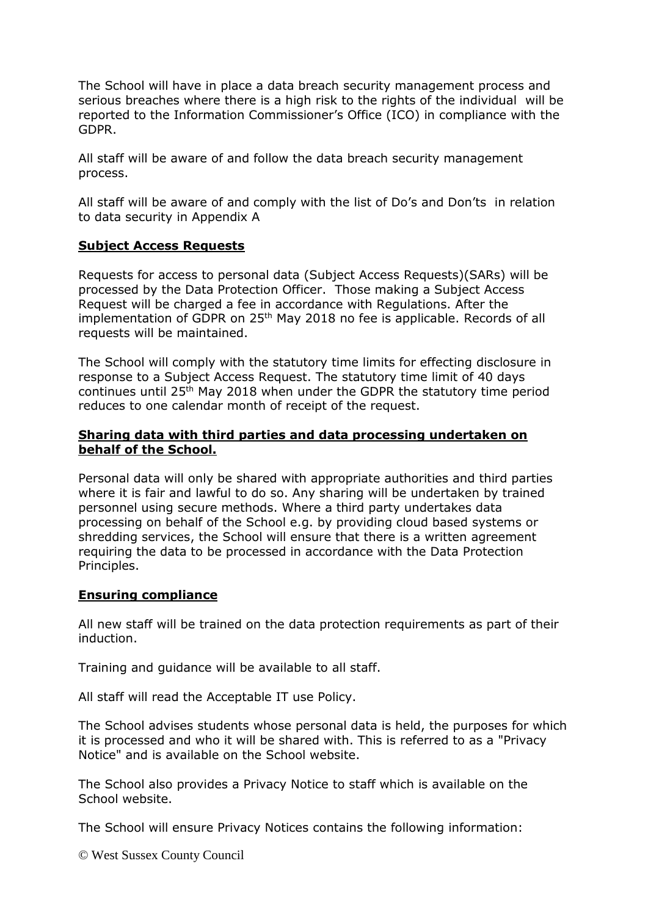The School will have in place a data breach security management process and serious breaches where there is a high risk to the rights of the individual will be reported to the Information Commissioner's Office (ICO) in compliance with the GDPR.

All staff will be aware of and follow the data breach security management process.

All staff will be aware of and comply with the list of Do's and Don'ts in relation to data security in Appendix A

## **Subject Access Requests**

Requests for access to personal data (Subject Access Requests)(SARs) will be processed by the Data Protection Officer. Those making a Subject Access Request will be charged a fee in accordance with Regulations. After the implementation of GDPR on 25th May 2018 no fee is applicable. Records of all requests will be maintained.

The School will comply with the statutory time limits for effecting disclosure in response to a Subject Access Request. The statutory time limit of 40 days continues until 25th May 2018 when under the GDPR the statutory time period reduces to one calendar month of receipt of the request.

## **Sharing data with third parties and data processing undertaken on behalf of the School.**

Personal data will only be shared with appropriate authorities and third parties where it is fair and lawful to do so. Any sharing will be undertaken by trained personnel using secure methods. Where a third party undertakes data processing on behalf of the School e.g. by providing cloud based systems or shredding services, the School will ensure that there is a written agreement requiring the data to be processed in accordance with the Data Protection Principles.

## **Ensuring compliance**

All new staff will be trained on the data protection requirements as part of their induction.

Training and guidance will be available to all staff.

All staff will read the Acceptable IT use Policy.

The School advises students whose personal data is held, the purposes for which it is processed and who it will be shared with. This is referred to as a "Privacy Notice" and is available on the School website.

The School also provides a Privacy Notice to staff which is available on the School website.

The School will ensure Privacy Notices contains the following information: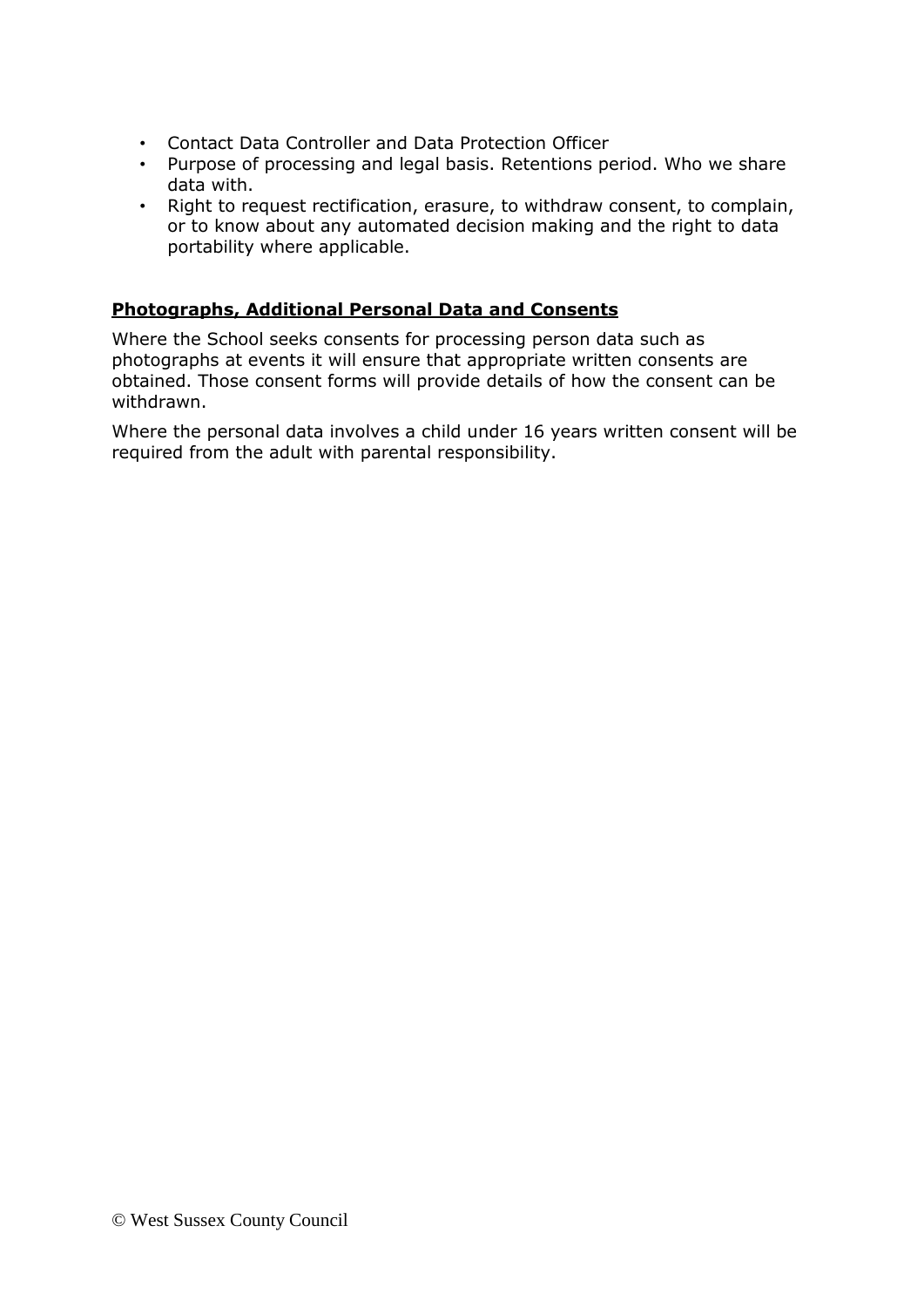- Contact Data Controller and Data Protection Officer
- Purpose of processing and legal basis. Retentions period. Who we share data with.
- Right to request rectification, erasure, to withdraw consent, to complain, or to know about any automated decision making and the right to data portability where applicable.

**Photographs, Additional Personal Data and Consents**

Where the School seeks consents for processing person data such as photographs at events it will ensure that appropriate written consents are obtained. Those consent forms will provide details of how the consent can be withdrawn.

Where the personal data involves a child under 16 years written consent will be required from the adult with parental responsibility.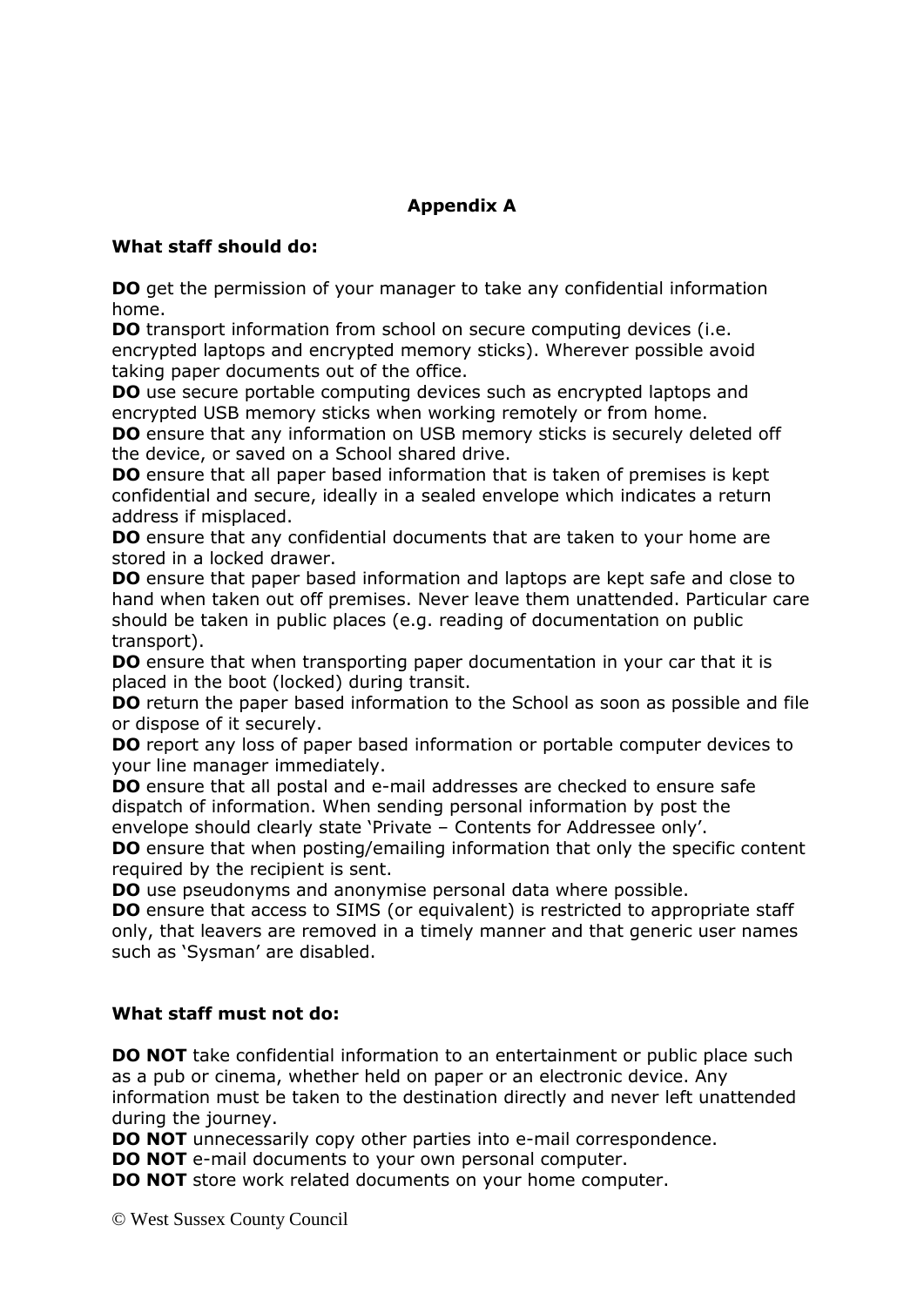## Appendix A

**What staff should do:**

**DO** get the permission of your manager to take any confidential information home.
**DO** transport information from school on secure computing devices (i.e. encrypted laptops and encrypted memory sticks). Wherever possible avoid taking paper documents out of the office.
**DO** use secure portable computing devices such as encrypted laptops and encrypted USB memory sticks when working remotely or from home.
**DO** ensure that any information on USB memory sticks is securely deleted off the device, or saved on a School shared drive.
**DO** ensure that all paper based information that is taken of premises is kept confidential and secure, ideally in a sealed envelope which indicates a return address if misplaced.
**DO** ensure that any confidential documents that are taken to your home are stored in a locked drawer.
**DO** ensure that paper based information and laptops are kept safe and close to hand when taken out off premises. Never leave them unattended. Particular care should be taken in public places (e.g. reading of documentation on public transport).
**DO** ensure that when transporting paper documentation in your car that it is placed in the boot (locked) during transit.
**DO** return the paper based information to the School as soon as possible and file or dispose of it securely.
**DO** report any loss of paper based information or portable computer devices to your line manager immediately.
**DO** ensure that all postal and e-mail addresses are checked to ensure safe dispatch of information. When sending personal information by post the envelope should clearly state 'Private – Contents for Addressee only'.
**DO** ensure that when posting/emailing information that only the specific content required by the recipient is sent.
**DO** use pseudonyms and anonymise personal data where possible.
**DO** ensure that access to SIMS (or equivalent) is restricted to appropriate staff only, that leavers are removed in a timely manner and that generic user names such as 'Sysman' are disabled.

**What staff must not do:**

**DO NOT** take confidential information to an entertainment or public place such as a pub or cinema, whether held on paper or an electronic device. Any information must be taken to the destination directly and never left unattended during the journey.
**DO NOT** unnecessarily copy other parties into e-mail correspondence.
**DO NOT** e-mail documents to your own personal computer.
**DO NOT** store work related documents on your home computer.

© West Sussex County Council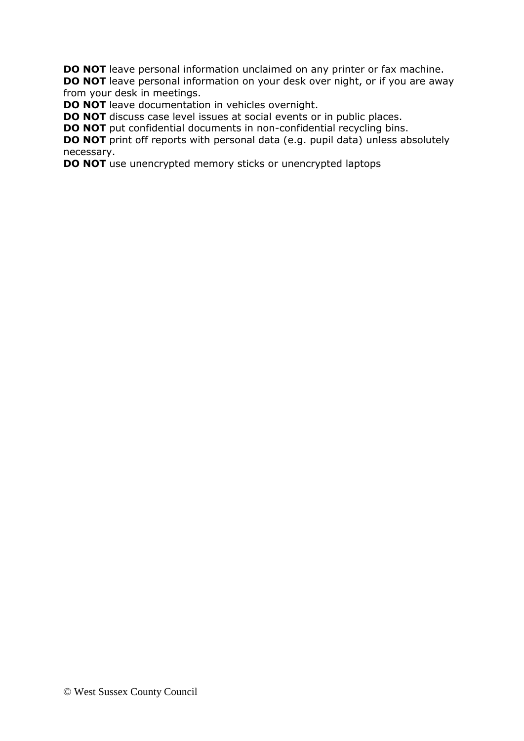**DO NOT** leave personal information unclaimed on any printer or fax machine.
**DO NOT** leave personal information on your desk over night, or if you are away from your desk in meetings.
**DO NOT** leave documentation in vehicles overnight.
**DO NOT** discuss case level issues at social events or in public places.
**DO NOT** put confidential documents in non-confidential recycling bins.
**DO NOT** print off reports with personal data (e.g. pupil data) unless absolutely necessary.
**DO NOT** use unencrypted memory sticks or unencrypted laptops

© West Sussex County Council